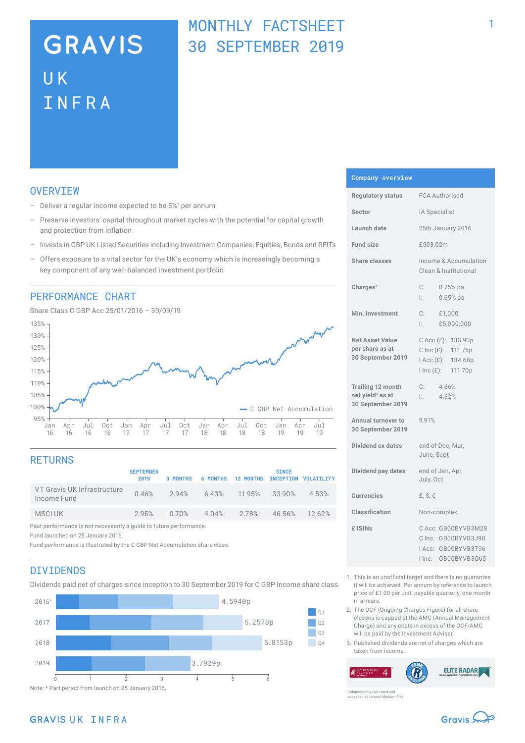# GRAVIS UK INFRA

## MONTHLY FACTSHEET 30 SEPTEMBER 2019

## OVERVIEW

- Deliver a regular income expected to be 5%[1] per annum
- Preserve investors' capital throughout market cycles with the potential for capital growth and protection from inflation
- Invests in GBP UK Listed Securities including Investment Companies, Equities, Bonds and REITs
- Offers exposure to a vital sector for the UK's economy which is increasingly becoming a key component of any well-balanced investment portfolio

## PERFORMANCE CHART

Share Class C GBP Acc 25/01/2016 – 30/09/19

C GBP Net Accumulation

## RETURNS

| | SEPTEMBER 2019 | 3 MONTHS | 6 MONTHS | 12 MONTHS | SINCE INCEPTION | VOLATILITY |
|---|---|---|---|---|---|---|
| VT Gravis UK Infrastructure Income Fund | 0.46% | 2.94% | 6.43% | 11.95% | 33.90% | 4.53% |
| MSCI UK | 2.95% | 0.70% | 4.04% | 2.78% | 46.56% | 12.62% |

Past performance is not necessarily a guide to future performance.
Fund launched on 25 January 2016.
Fund performance is illustrated by the C GBP Net Accumulation share class.

## DIVIDENDS

Dividends paid net of charges since inception to 30 September 2019 for C GBP Income share class.

| Year | Total |
|---|---|
| 2016* | 4.5940p |
| 2017 | 5.2578p |
| 2018 | 5.8153p |
| 2019 | 3.7929p |

Note: * Part period from launch on 25 January 2016.

## Company overview

| | |
|---|---|
| Regulatory status | FCA Authorised |
| Sector | IA Specialist |
| Launch date | 25th January 2016 |
| Fund size | £503.02m |
| Share classes | Income & Accumulation Clean & Institutional |
| Charges[2] | C: 0.75% pa<br>I: 0.65% pa |
| Min. investment | C: £1,000<br>I: £5,000,000 |
| Net Asset Value per share as at 30 September 2019 | C Acc (£): 133.90p<br>C Inc (£): 111.75p<br>I Acc (£): 134.68p<br>I Inc (£): 111.70p |
| Trailing 12 month net yield[3] as at 30 September 2019 | C: 4.66%<br>I: 4.62% |
| Annual turnover to 30 September 2019 | 9.91% |
| Dividend ex dates | end of Dec, Mar, June, Sept |
| Dividend pay dates | end of Jan, Apr, July, Oct |
| Currencies | £, $, € |
| Classification | Non-complex |
| £ ISINs | C Acc: GB00BYVB3M28<br>C Inc: GB00BYVB3J98<br>I Acc: GB00BYVB3T96<br>I Inc: GB00BYVB3Q65 |

1. This is an unofficial target and there is no guarantee it will be achieved. Per annum by reference to launch price of £1.00 per unit, payable quarterly, one month in arrears.
2. The OCF (Ongoing Charges Figure) for all share classes is capped at the AMC (Annual Management Charge) and any costs in excess of the OCF/AMC will be paid by the Investment Adviser.
3. Published dividends are net of charges which are taken from income.

Independently risk-rated and assessed as Lowest Medium Risk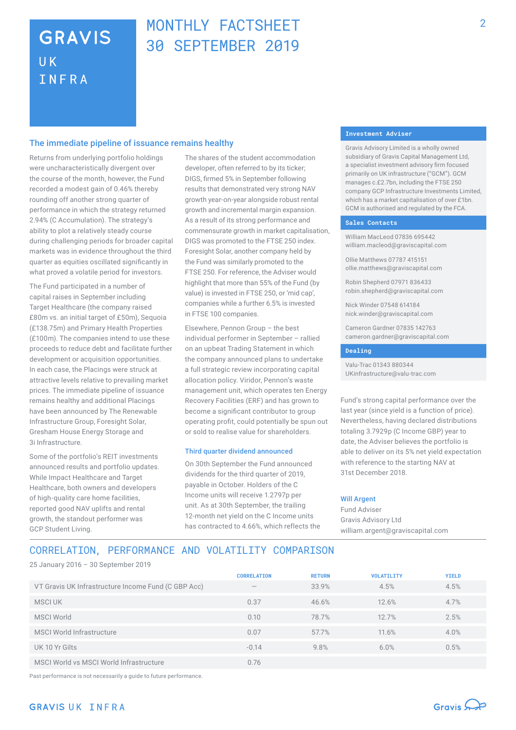# MONTHLY FACTSHEET 30 SEPTEMBER 2019

## The immediate pipeline of issuance remains healthy

Returns from underlying portfolio holdings were uncharacteristically divergent over the course of the month, however, the Fund recorded a modest gain of 0.46% thereby rounding off another strong quarter of performance in which the strategy returned 2.94% (C Accumulation). The strategy's ability to plot a relatively steady course during challenging periods for broader capital markets was in evidence throughout the third quarter as equities oscillated significantly in what proved a volatile period for investors.

The Fund participated in a number of capital raises in September including Target Healthcare (the company raised £80m vs. an initial target of £50m), Sequoia (£138.75m) and Primary Health Properties (£100m). The companies intend to use these proceeds to reduce debt and facilitate further development or acquisition opportunities. In each case, the Placings were struck at attractive levels relative to prevailing market prices. The immediate pipeline of issuance remains healthy and additional Placings have been announced by The Renewable Infrastructure Group, Foresight Solar, Gresham House Energy Storage and 3i Infrastructure.

Some of the portfolio's REIT investments announced results and portfolio updates. While Impact Healthcare and Target Healthcare, both owners and developers of high-quality care home facilities, reported good NAV uplifts and rental growth, the standout performer was GCP Student Living.

The shares of the student accommodation developer, often referred to by its ticker; DIGS, firmed 5% in September following results that demonstrated very strong NAV growth year-on-year alongside robust rental growth and incremental margin expansion. As a result of its strong performance and commensurate growth in market capitalisation, DIGS was promoted to the FTSE 250 index. Foresight Solar, another company held by the Fund was similarly promoted to the FTSE 250. For reference, the Adviser would highlight that more than 55% of the Fund (by value) is invested in FTSE 250, or 'mid cap', companies while a further 6.5% is invested in FTSE 100 companies.

Elsewhere, Pennon Group – the best individual performer in September – rallied on an upbeat Trading Statement in which the company announced plans to undertake a full strategic review incorporating capital allocation policy. Viridor, Pennon's waste management unit, which operates ten Energy Recovery Facilities (ERF) and has grown to become a significant contributor to group operating profit, could potentially be spun out or sold to realise value for shareholders.

### Third quarter dividend announced

On 30th September the Fund announced dividends for the third quarter of 2019, payable in October. Holders of the C Income units will receive 1.2797p per unit. As at 30th September, the trailing 12-month net yield on the C Income units has contracted to 4.66%, which reflects the Fund's strong capital performance over the last year (since yield is a function of price). Nevertheless, having declared distributions totaling 3.7929p (C Income GBP) year to date, the Adviser believes the portfolio is able to deliver on its 5% net yield expectation with reference to the starting NAV at 31st December 2018.

**Will Argent**
Fund Adviser
Gravis Advisory Ltd
william.argent@graviscapital.com

### Investment Adviser

Gravis Advisory Limited is a wholly owned subsidiary of Gravis Capital Management Ltd, a specialist investment advisory firm focused primarily on UK infrastructure ("GCM"). GCM manages c.£2.7bn, including the FTSE 250 company GCP Infrastructure Investments Limited, which has a market capitalisation of over £1bn. GCM is authorised and regulated by the FCA.

### Sales Contacts

William MacLeod 07836 695442
william.macleod@graviscapital.com

Ollie Matthews 07787 415151
ollie.matthews@graviscapital.com

Robin Shepherd 07971 836433
robin.shepherd@graviscapital.com

Nick Winder 07548 614184
nick.winder@graviscapital.com

Cameron Gardner 07835 142763
cameron.gardner@graviscapital.com

### Dealing

Valu-Trac 01343 880344
UKinfrastructure@valu-trac.com

## CORRELATION, PERFORMANCE AND VOLATILITY COMPARISON

25 January 2016 – 30 September 2019

| | CORRELATION | RETURN | VOLATILITY | YIELD |
|---|---|---|---|---|
| VT Gravis UK Infrastructure Income Fund (C GBP Acc) | – | 33.9% | 4.5% | 4.5% |
| MSCI UK | 0.37 | 46.6% | 12.6% | 4.7% |
| MSCI World | 0.10 | 78.7% | 12.7% | 2.5% |
| MSCI World Infrastructure | 0.07 | 57.7% | 11.6% | 4.0% |
| UK 10 Yr Gilts | -0.14 | 9.8% | 6.0% | 0.5% |
| MSCI World vs MSCI World Infrastructure | 0.76 | | | |

Past performance is not necessarily a guide to future performance.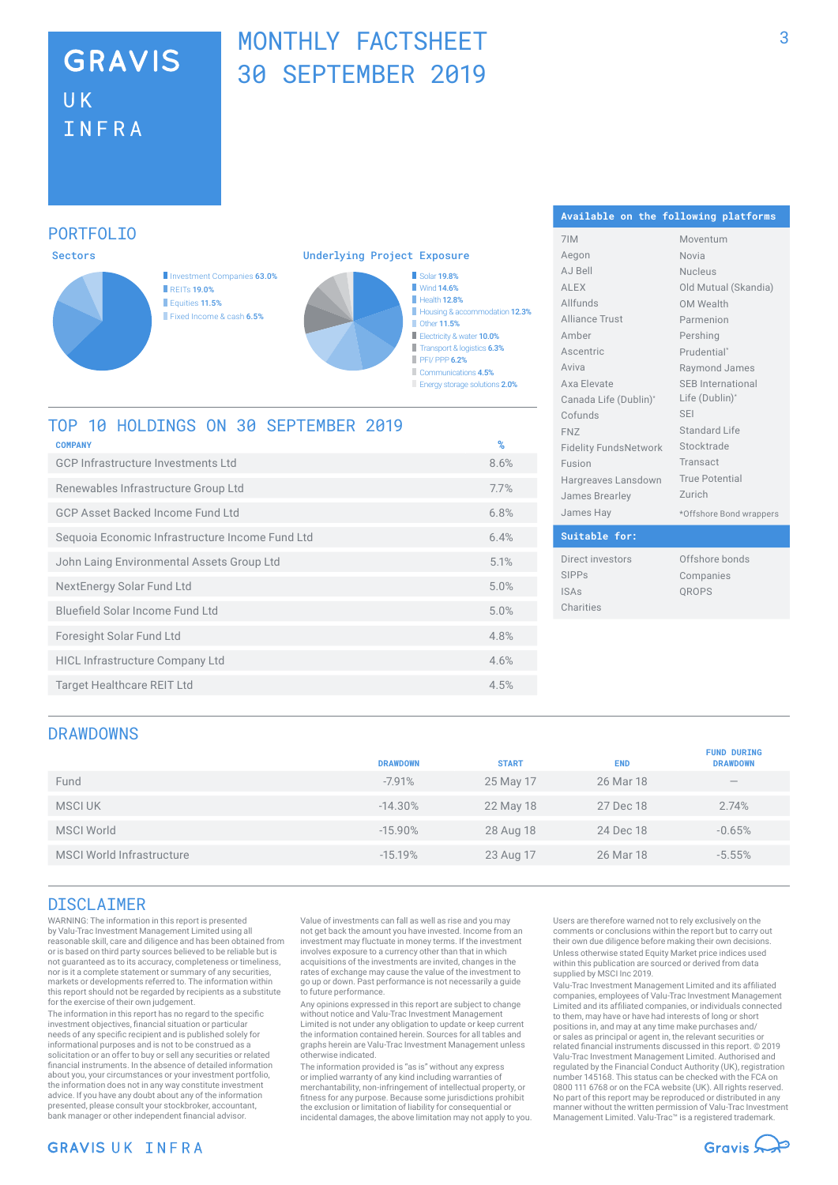# GRAVIS UK INFRA

# MONTHLY FACTSHEET 30 SEPTEMBER 2019

## PORTFOLIO

### Sectors

Investment Companies 63.0%
REITs 19.0%
Equities 11.5%
Fixed Income & cash 6.5%

### Underlying Project Exposure

Solar 19.8%
Wind 14.6%
Health 12.8%
Housing & accommodation 12.3%
Other 11.5%
Electricity & water 10.0%
Transport & logistics 6.3%
PFI/ PPP 6.2%
Communications 4.5%
Energy storage solutions 2.0%

## TOP 10 HOLDINGS ON 30 SEPTEMBER 2019

| COMPANY | % |
|---|---|
| GCP Infrastructure Investments Ltd | 8.6% |
| Renewables Infrastructure Group Ltd | 7.7% |
| GCP Asset Backed Income Fund Ltd | 6.8% |
| Sequoia Economic Infrastructure Income Fund Ltd | 6.4% |
| John Laing Environmental Assets Group Ltd | 5.1% |
| NextEnergy Solar Fund Ltd | 5.0% |
| Bluefield Solar Income Fund Ltd | 5.0% |
| Foresight Solar Fund Ltd | 4.8% |
| HICL Infrastructure Company Ltd | 4.6% |
| Target Healthcare REIT Ltd | 4.5% |

### Available on the following platforms

7IM, Aegon, AJ Bell, ALEX, Allfunds, Alliance Trust, Amber, Ascentric, Aviva, Axa Elevate, Canada Life (Dublin)*, Cofunds, FNZ, Fidelity FundsNetwork, Fusion, Hargreaves Lansdown, James Brearley, James Hay, Moventum, Novia, Nucleus, Old Mutual (Skandia), OM Wealth, Parmenion, Pershing, Prudential*, Raymond James, SEB International Life (Dublin)*, SEI, Standard Life, Stocktrade, Transact, True Potential, Zurich

*Offshore Bond wrappers

### Suitable for:

Direct investors, SIPPs, ISAs, Charities, Offshore bonds, Companies, QROPS

## DRAWDOWNS

| | DRAWDOWN | START | END | FUND DURING DRAWDOWN |
|---|---|---|---|---|
| Fund | -7.91% | 25 May 17 | 26 Mar 18 | — |
| MSCI UK | -14.30% | 22 May 18 | 27 Dec 18 | 2.74% |
| MSCI World | -15.90% | 28 Aug 18 | 24 Dec 18 | -0.65% |
| MSCI World Infrastructure | -15.19% | 23 Aug 17 | 26 Mar 18 | -5.55% |

## DISCLAIMER

WARNING: The information in this report is presented by Valu-Trac Investment Management Limited using all reasonable skill, care and diligence and has been obtained from or is based on third party sources believed to be reliable but is not guaranteed as to its accuracy, completeness or timeliness, nor is it a complete statement or summary of any securities, markets or developments referred to. The information within this report should not be regarded by recipients as a substitute for the exercise of their own judgement.

The information in this report has no regard to the specific investment objectives, financial situation or particular needs of any specific recipient and is published solely for informational purposes and is not to be construed as a solicitation or an offer to buy or sell any securities or related financial instruments. In the absence of detailed information about you, your circumstances or your investment portfolio, the information does not in any way constitute investment advice. If you have any doubt about any of the information presented, please consult your stockbroker, accountant, bank manager or other independent financial advisor.

Value of investments can fall as well as rise and you may not get back the amount you have invested. Income from an investment may fluctuate in money terms. If the investment involves exposure to a currency other than that in which acquisitions of the investments are invited, changes in the rates of exchange may cause the value of the investment to go up or down. Past performance is not necessarily a guide to future performance.

Any opinions expressed in this report are subject to change without notice and Valu-Trac Investment Management Limited is not under any obligation to update or keep current the information contained herein. Sources for all tables and graphs herein are Valu-Trac Investment Management unless otherwise indicated.

The information provided is "as is" without any express or implied warranty of any kind including warranties of merchantability, non-infringement of intellectual property, or fitness for any purpose. Because some jurisdictions prohibit the exclusion or limitation of liability for consequential or incidental damages, the above limitation may not apply to you.

Users are therefore warned not to rely exclusively on the comments or conclusions within the report but to carry out their own due diligence before making their own decisions.

Unless otherwise stated Equity Market price indices used within this publication are sourced or derived from data supplied by MSCI Inc 2019.

Valu-Trac Investment Management Limited and its affiliated companies, employees of Valu-Trac Investment Management Limited and its affiliated companies, or individuals connected to them, may have or have had interests of long or short positions in, and may at any time make purchases and/or sales as principal or agent in, the relevant securities or related financial instruments discussed in this report. © 2019 Valu-Trac Investment Management Limited. Authorised and regulated by the Financial Conduct Authority (UK), registration number 145168. This status can be checked with the FCA on 0800 111 6768 or on the FCA website (UK). All rights reserved. No part of this report may be reproduced or distributed in any manner without the written permission of Valu-Trac Investment Management Limited. Valu-Trac™ is a registered trademark.